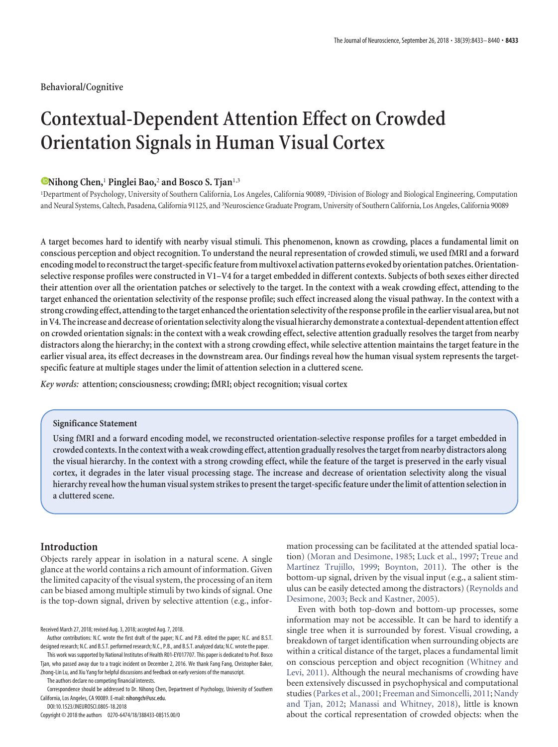Behavioral/Cognitive

# Contextual-Dependent Attention Effect on Crowded Orientation Signals in Human Visual Cortex

**Nihong Chen**,[1] **Pinglei Bao**,[2] **and Bosco S. Tjan**[1,3]

[1]Department of Psychology, University of Southern California, Los Angeles, California 90089, [2]Division of Biology and Biological Engineering, Computation and Neural Systems, Caltech, Pasadena, California 91125, and [3]Neuroscience Graduate Program, University of Southern California, Los Angeles, California 90089

**A target becomes hard to identify with nearby visual stimuli. This phenomenon, known as crowding, places a fundamental limit on conscious perception and object recognition. To understand the neural representation of crowded stimuli, we used fMRI and a forward encoding model to reconstruct the target-specific feature from multivoxel activation patterns evoked by orientation patches. Orientation-selective response profiles were constructed in V1–V4 for a target embedded in different contexts. Subjects of both sexes either directed their attention over all the orientation patches or selectively to the target. In the context with a weak crowding effect, attending to the target enhanced the orientation selectivity of the response profile; such effect increased along the visual pathway. In the context with a strong crowding effect, attending to the target enhanced the orientation selectivity of the response profile in the earlier visual area, but not in V4. The increase and decrease of orientation selectivity along the visual hierarchy demonstrate a contextual-dependent attention effect on crowded orientation signals: in the context with a weak crowding effect, selective attention gradually resolves the target from nearby distractors along the hierarchy; in the context with a strong crowding effect, while selective attention maintains the target feature in the earlier visual area, its effect decreases in the downstream area. Our findings reveal how the human visual system represents the target-specific feature at multiple stages under the limit of attention selection in a cluttered scene.**

*Key words:* **attention; consciousness; crowding; fMRI; object recognition; visual cortex**

**Significance Statement**

**Using fMRI and a forward encoding model, we reconstructed orientation-selective response profiles for a target embedded in crowded contexts. In the context with a weak crowding effect, attention gradually resolves the target from nearby distractors along the visual hierarchy. In the context with a strong crowding effect, while the feature of the target is preserved in the early visual cortex, it degrades in the later visual processing stage. The increase and decrease of orientation selectivity along the visual hierarchy reveal how the human visual system strikes to present the target-specific feature under the limit of attention selection in a cluttered scene.**

## Introduction

Objects rarely appear in isolation in a natural scene. A single glance at the world contains a rich amount of information. Given the limited capacity of the visual system, the processing of an item can be biased among multiple stimuli by two kinds of signal. One is the top-down signal, driven by selective attention (e.g., information processing can be facilitated at the attended spatial location) (Moran and Desimone, 1985; Luck et al., 1997; Treue and Martínez Trujillo, 1999; Boynton, 2011). The other is the bottom-up signal, driven by the visual input (e.g., a salient stimulus can be easily detected among the distractors) (Reynolds and Desimone, 2003; Beck and Kastner, 2005).

Even with both top-down and bottom-up processes, some information may not be accessible. It can be hard to identify a single tree when it is surrounded by forest. Visual crowding, a breakdown of target identification when surrounding objects are within a critical distance of the target, places a fundamental limit on conscious perception and object recognition (Whitney and Levi, 2011). Although the neural mechanisms of crowding have been extensively discussed in psychophysical and computational studies (Parkes et al., 2001; Freeman and Simoncelli, 2011; Nandy and Tjan, 2012; Manassi and Whitney, 2018), little is known about the cortical representation of crowded objects: when the

Received March 27, 2018; revised Aug. 3, 2018; accepted Aug. 7, 2018.

Author contributions: N.C. wrote the first draft of the paper; N.C. and P.B. edited the paper; N.C. and B.S.T. designed research; N.C. and B.S.T. performed research; N.C., P.B., and B.S.T. analyzed data; N.C. wrote the paper.

This work was supported by National Institutes of Health R01-EY017707. This paper is dedicated to Prof. Bosco Tjan, who passed away due to a tragic incident on December 2, 2016. We thank Fang Fang, Christopher Baker, Zhong-Lin Lu, and Xiu Yang for helpful discussions and feedback on early versions of the manuscript.

The authors declare no competing financial interests.

Correspondence should be addressed to Dr. Nihong Chen, Department of Psychology, University of Southern California, Los Angeles, CA 90089. E-mail: nihongch@usc.edu.

DOI:10.1523/JNEUROSCI.0805-18.2018

Copyright © 2018 the authors 0270-6474/18/388433-08$15.00/0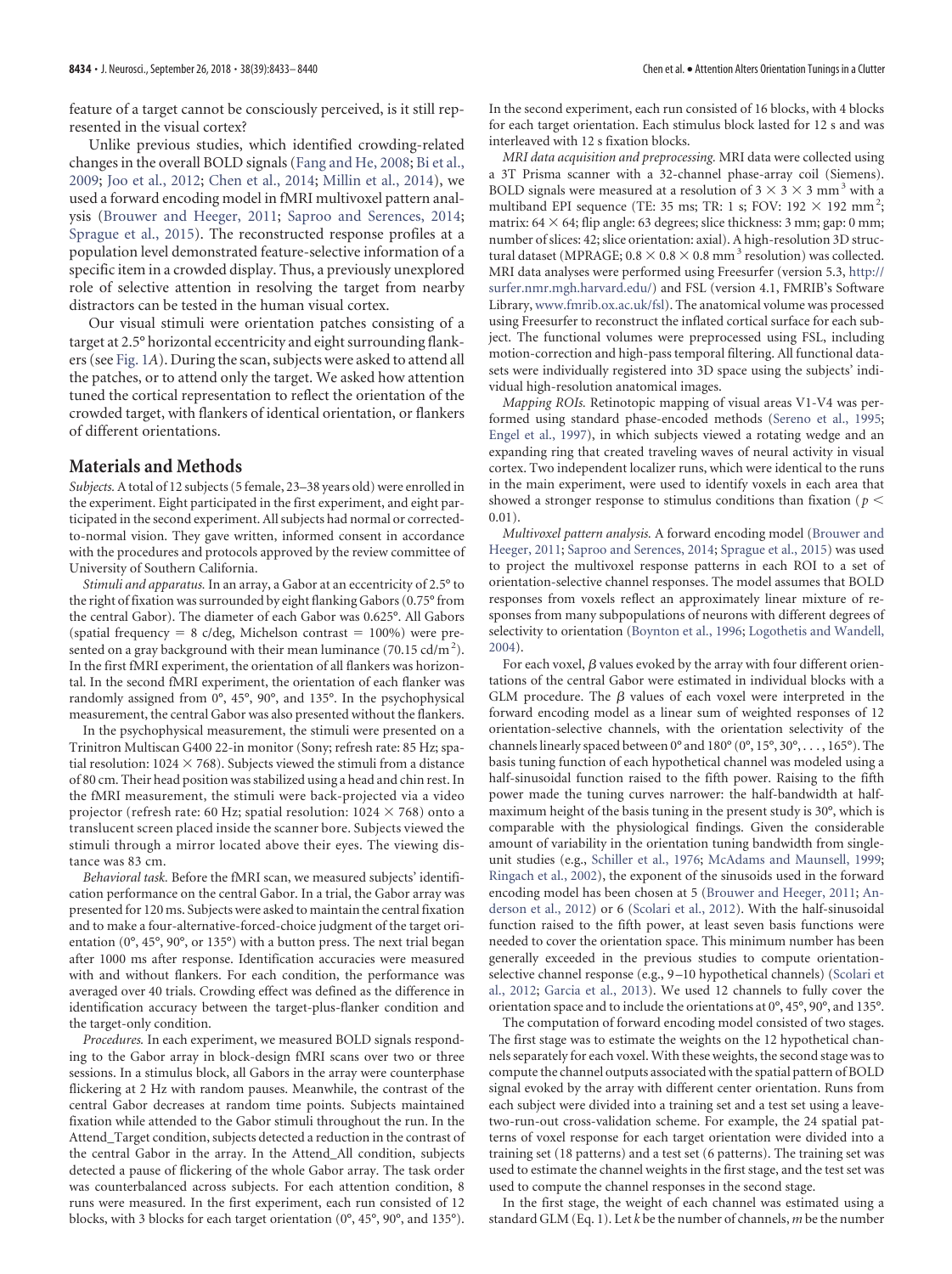feature of a target cannot be consciously perceived, is it still represented in the visual cortex?

Unlike previous studies, which identified crowding-related changes in the overall BOLD signals (Fang and He, 2008; Bi et al., 2009; Joo et al., 2012; Chen et al., 2014; Millin et al., 2014), we used a forward encoding model in fMRI multivoxel pattern analysis (Brouwer and Heeger, 2011; Saproo and Serences, 2014; Sprague et al., 2015). The reconstructed response profiles at a population level demonstrated feature-selective information of a specific item in a crowded display. Thus, a previously unexplored role of selective attention in resolving the target from nearby distractors can be tested in the human visual cortex.

Our visual stimuli were orientation patches consisting of a target at 2.5° horizontal eccentricity and eight surrounding flankers (see Fig. 1*A*). During the scan, subjects were asked to attend all the patches, or to attend only the target. We asked how attention tuned the cortical representation to reflect the orientation of the crowded target, with flankers of identical orientation, or flankers of different orientations.

## Materials and Methods

*Subjects.* A total of 12 subjects (5 female, 23–38 years old) were enrolled in the experiment. Eight participated in the first experiment, and eight participated in the second experiment. All subjects had normal or corrected-to-normal vision. They gave written, informed consent in accordance with the procedures and protocols approved by the review committee of University of Southern California.

*Stimuli and apparatus.* In an array, a Gabor at an eccentricity of 2.5° to the right of fixation was surrounded by eight flanking Gabors (0.75° from the central Gabor). The diameter of each Gabor was 0.625°. All Gabors (spatial frequency = 8 c/deg, Michelson contrast = 100%) were presented on a gray background with their mean luminance (70.15 cd/m$^2$). In the first fMRI experiment, the orientation of all flankers was horizontal. In the second fMRI experiment, the orientation of each flanker was randomly assigned from 0°, 45°, 90°, and 135°. In the psychophysical measurement, the central Gabor was also presented without the flankers.

In the psychophysical measurement, the stimuli were presented on a Trinitron Multiscan G400 22-in monitor (Sony; refresh rate: 85 Hz; spatial resolution: 1024 × 768). Subjects viewed the stimuli from a distance of 80 cm. Their head position was stabilized using a head and chin rest. In the fMRI measurement, the stimuli were back-projected via a video projector (refresh rate: 60 Hz; spatial resolution: 1024 × 768) onto a translucent screen placed inside the scanner bore. Subjects viewed the stimuli through a mirror located above their eyes. The viewing distance was 83 cm.

*Behavioral task.* Before the fMRI scan, we measured subjects' identification performance on the central Gabor. In a trial, the Gabor array was presented for 120 ms. Subjects were asked to maintain the central fixation and to make a four-alternative-forced-choice judgment of the target orientation (0°, 45°, 90°, or 135°) with a button press. The next trial began after 1000 ms after response. Identification accuracies were measured with and without flankers. For each condition, the performance was averaged over 40 trials. Crowding effect was defined as the difference in identification accuracy between the target-plus-flanker condition and the target-only condition.

*Procedures.* In each experiment, we measured BOLD signals responding to the Gabor array in block-design fMRI scans over two or three sessions. In a stimulus block, all Gabors in the array were counterphase flickering at 2 Hz with random pauses. Meanwhile, the contrast of the central Gabor decreases at random time points. Subjects maintained fixation while attended to the Gabor stimuli throughout the run. In the Attend_Target condition, subjects detected a reduction in the contrast of the central Gabor in the array. In the Attend_All condition, subjects detected a pause of flickering of the whole Gabor array. The task order was counterbalanced across subjects. For each attention condition, 8 runs were measured. In the first experiment, each run consisted of 12 blocks, with 3 blocks for each target orientation (0°, 45°, 90°, and 135°). In the second experiment, each run consisted of 16 blocks, with 4 blocks for each target orientation. Each stimulus block lasted for 12 s and was interleaved with 12 s fixation blocks.

*MRI data acquisition and preprocessing.* MRI data were collected using a 3T Prisma scanner with a 32-channel phase-array coil (Siemens). BOLD signals were measured at a resolution of 3 × 3 × 3 mm$^3$ with a multiband EPI sequence (TE: 35 ms; TR: 1 s; FOV: 192 × 192 mm$^2$; matrix: 64 × 64; flip angle: 63 degrees; slice thickness: 3 mm; gap: 0 mm; number of slices: 42; slice orientation: axial). A high-resolution 3D structural dataset (MPRAGE; 0.8 × 0.8 × 0.8 mm$^3$ resolution) was collected. MRI data analyses were performed using Freesurfer (version 5.3, http://surfer.nmr.mgh.harvard.edu/) and FSL (version 4.1, FMRIB's Software Library, www.fmrib.ox.ac.uk/fsl). The anatomical volume was processed using Freesurfer to reconstruct the inflated cortical surface for each subject. The functional volumes were preprocessed using FSL, including motion-correction and high-pass temporal filtering. All functional datasets were individually registered into 3D space using the subjects' individual high-resolution anatomical images.

*Mapping ROIs.* Retinotopic mapping of visual areas V1-V4 was performed using standard phase-encoded methods (Sereno et al., 1995; Engel et al., 1997), in which subjects viewed a rotating wedge and an expanding ring that created traveling waves of neural activity in visual cortex. Two independent localizer runs, which were identical to the runs in the main experiment, were used to identify voxels in each area that showed a stronger response to stimulus conditions than fixation ($p < 0.01$).

*Multivoxel pattern analysis.* A forward encoding model (Brouwer and Heeger, 2011; Saproo and Serences, 2014; Sprague et al., 2015) was used to project the multivoxel response patterns in each ROI to a set of orientation-selective channel responses. The model assumes that BOLD responses from voxels reflect an approximately linear mixture of responses from many subpopulations of neurons with different degrees of selectivity to orientation (Boynton et al., 1996; Logothetis and Wandell, 2004).

For each voxel, $\beta$ values evoked by the array with four different orientations of the central Gabor were estimated in individual blocks with a GLM procedure. The $\beta$ values of each voxel were interpreted in the forward encoding model as a linear sum of weighted responses of 12 orientation-selective channels, with the orientation selectivity of the channels linearly spaced between 0° and 180° (0°, 15°, 30°, . . . , 165°). The basis tuning function of each hypothetical channel was modeled using a half-sinusoidal function raised to the fifth power. Raising to the fifth power made the tuning curves narrower: the half-bandwidth at half-maximum height of the basis tuning in the present study is 30°, which is comparable with the physiological findings. Given the considerable amount of variability in the orientation tuning bandwidth from single-unit studies (e.g., Schiller et al., 1976; McAdams and Maunsell, 1999; Ringach et al., 2002), the exponent of the sinusoids used in the forward encoding model has been chosen at 5 (Brouwer and Heeger, 2011; Anderson et al., 2012) or 6 (Scolari et al., 2012). With the half-sinusoidal function raised to the fifth power, at least seven basis functions were needed to cover the orientation space. This minimum number has been generally exceeded in the previous studies to compute orientation-selective channel response (e.g., 9–10 hypothetical channels) (Scolari et al., 2012; Garcia et al., 2013). We used 12 channels to fully cover the orientation space and to include the orientations at 0°, 45°, 90°, and 135°.

The computation of forward encoding model consisted of two stages. The first stage was to estimate the weights on the 12 hypothetical channels separately for each voxel. With these weights, the second stage was to compute the channel outputs associated with the spatial pattern of BOLD signal evoked by the array with different center orientation. Runs from each subject were divided into a training set and a test set using a leave-two-run-out cross-validation scheme. For example, the 24 spatial patterns of voxel response for each target orientation were divided into a training set (18 patterns) and a test set (6 patterns). The training set was used to estimate the channel weights in the first stage, and the test set was used to compute the channel responses in the second stage.

In the first stage, the weight of each channel was estimated using a standard GLM (Eq. 1). Let $k$ be the number of channels, $m$ be the number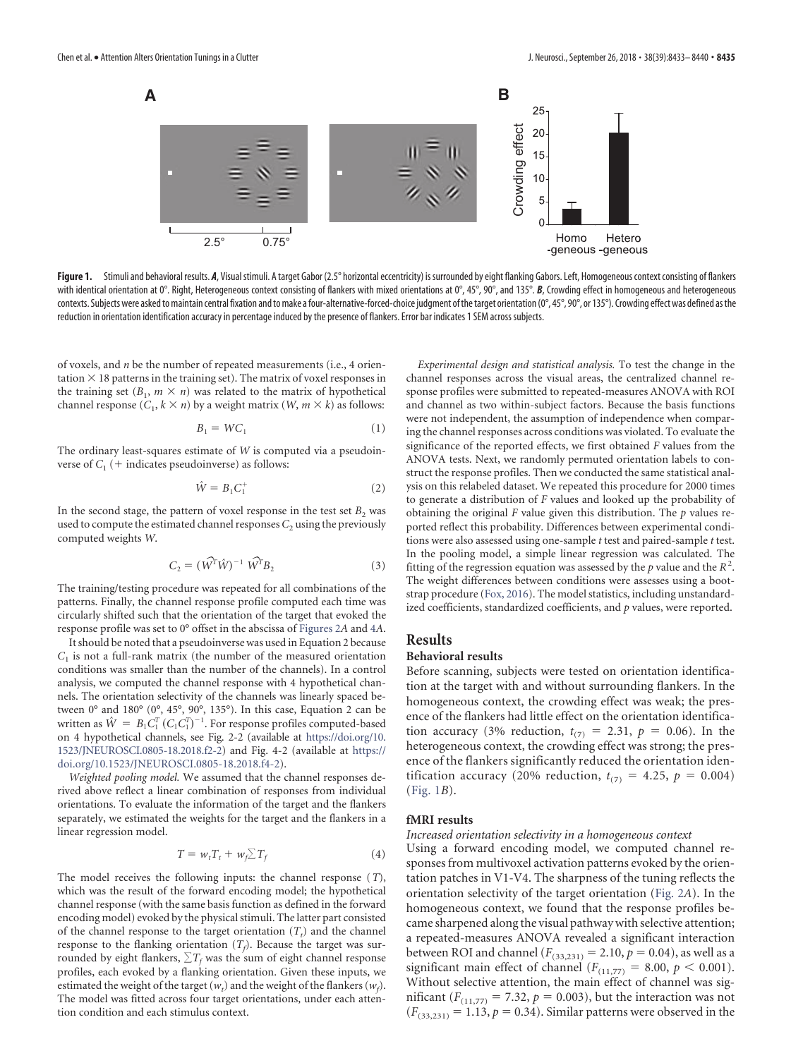**Figure 1.** Stimuli and behavioral results. ***A***, Visual stimuli. A target Gabor (2.5° horizontal eccentricity) is surrounded by eight flanking Gabors. Left, Homogeneous context consisting of flankers with identical orientation at 0°. Right, Heterogeneous context consisting of flankers with mixed orientations at 0°, 45°, 90°, and 135°. ***B***, Crowding effect in homogeneous and heterogeneous contexts. Subjects were asked to maintain central fixation and to make a four-alternative-forced-choice judgment of the target orientation (0°, 45°, 90°, or 135°). Crowding effect was defined as the reduction in orientation identification accuracy in percentage induced by the presence of flankers. Error bar indicates 1 SEM across subjects.

of voxels, and $n$ be the number of repeated measurements (i.e., 4 orientation × 18 patterns in the training set). The matrix of voxel responses in the training set ($B_1$, $m \times n$) was related to the matrix of hypothetical channel response ($C_1$, $k \times n$) by a weight matrix ($W$, $m \times k$) as follows:

$$B_1 = WC_1 \tag{1}$$

The ordinary least-squares estimate of $W$ is computed via a pseudoinverse of $C_1$ (+ indicates pseudoinverse) as follows:

$$\hat{W} = B_1 C_1^+ \tag{2}$$

In the second stage, the pattern of voxel response in the test set $B_2$ was used to compute the estimated channel responses $C_2$ using the previously computed weights $W$.

$$C_2 = (\widehat{W}^T \hat{W})^{-1} \widehat{W}^T B_2 \tag{3}$$

The training/testing procedure was repeated for all combinations of the patterns. Finally, the channel response profile computed each time was circularly shifted such that the orientation of the target that evoked the response profile was set to 0° offset in the abscissa of Figures 2*A* and 4*A*.

It should be noted that a pseudoinverse was used in Equation 2 because $C_1$ is not a full-rank matrix (the number of the measured orientation conditions was smaller than the number of the channels). In a control analysis, we computed the channel response with 4 hypothetical channels. The orientation selectivity of the channels was linearly spaced between 0° and 180° (0°, 45°, 90°, 135°). In this case, Equation 2 can be written as $\hat{W} = B_1 C_1^T (C_1 C_1^T)^{-1}$. For response profiles computed-based on 4 hypothetical channels, see Fig. 2-2 (available at https://doi.org/10.1523/JNEUROSCI.0805-18.2018.f2-2) and Fig. 4-2 (available at https://doi.org/10.1523/JNEUROSCI.0805-18.2018.f4-2).

*Weighted pooling model.* We assumed that the channel responses derived above reflect a linear combination of responses from individual orientations. To evaluate the information of the target and the flankers separately, we estimated the weights for the target and the flankers in a linear regression model.

$$T = w_t T_t + w_f \sum T_f \tag{4}$$

The model receives the following inputs: the channel response ($T$), which was the result of the forward encoding model; the hypothetical channel response (with the same basis function as defined in the forward encoding model) evoked by the physical stimuli. The latter part consisted of the channel response to the target orientation ($T_t$) and the channel response to the flanking orientation ($T_f$). Because the target was surrounded by eight flankers, $\sum T_f$ was the sum of eight channel response profiles, each evoked by a flanking orientation. Given these inputs, we estimated the weight of the target ($w_t$) and the weight of the flankers ($w_f$). The model was fitted across four target orientations, under each attention condition and each stimulus context.

*Experimental design and statistical analysis.* To test the change in the channel responses across the visual areas, the centralized channel response profiles were submitted to repeated-measures ANOVA with ROI and channel as two within-subject factors. Because the basis functions were not independent, the assumption of independence when comparing the channel responses across conditions was violated. To evaluate the significance of the reported effects, we first obtained $F$ values from the ANOVA tests. Next, we randomly permuted orientation labels to construct the response profiles. Then we conducted the same statistical analysis on this relabeled dataset. We repeated this procedure for 2000 times to generate a distribution of $F$ values and looked up the probability of obtaining the original $F$ value given this distribution. The $p$ values reported reflect this probability. Differences between experimental conditions were also assessed using one-sample $t$ test and paired-sample $t$ test. In the pooling model, a simple linear regression was calculated. The fitting of the regression equation was assessed by the $p$ value and the $R^2$. The weight differences between conditions were assesses using a bootstrap procedure (Fox, 2016). The model statistics, including unstandardized coefficients, standardized coefficients, and $p$ values, were reported.

# Results

## Behavioral results

Before scanning, subjects were tested on orientation identification at the target with and without surrounding flankers. In the homogeneous context, the crowding effect was weak; the presence of the flankers had little effect on the orientation identification accuracy (3% reduction, $t_{(7)} = 2.31$, $p = 0.06$). In the heterogeneous context, the crowding effect was strong; the presence of the flankers significantly reduced the orientation identification accuracy (20% reduction, $t_{(7)} = 4.25$, $p = 0.004$) (Fig. 1*B*).

## fMRI results

### *Increased orientation selectivity in a homogeneous context*

Using a forward encoding model, we computed channel responses from multivoxel activation patterns evoked by the orientation patches in V1-V4. The sharpness of the tuning reflects the orientation selectivity of the target orientation (Fig. 2*A*). In the homogeneous context, we found that the response profiles became sharpened along the visual pathway with selective attention; a repeated-measures ANOVA revealed a significant interaction between ROI and channel ($F_{(33,231)} = 2.10$, $p = 0.04$), as well as a significant main effect of channel ($F_{(11,77)} = 8.00$, $p < 0.001$). Without selective attention, the main effect of channel was significant ($F_{(11,77)} = 7.32$, $p = 0.003$), but the interaction was not ($F_{(33,231)} = 1.13$, $p = 0.34$). Similar patterns were observed in the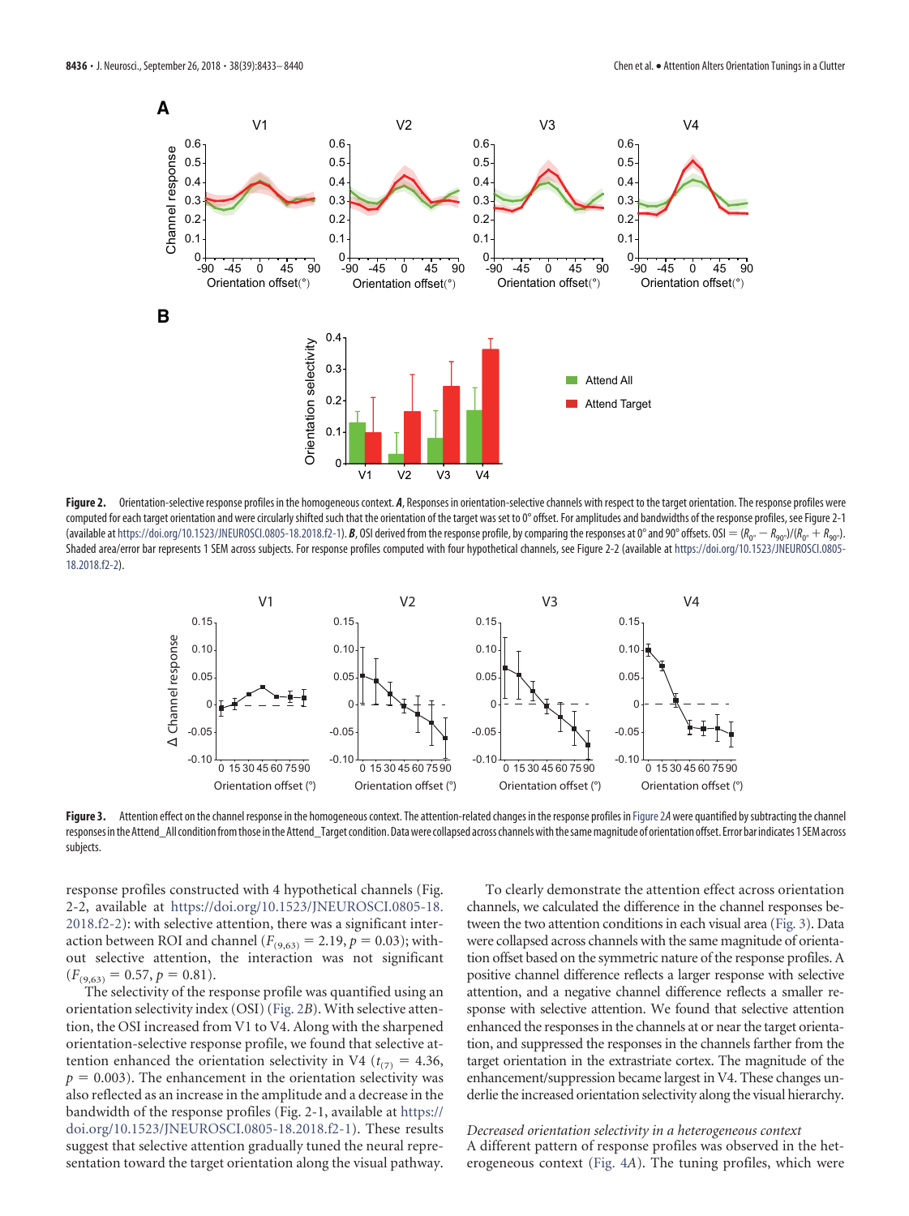**Figure 2.** Orientation-selective response profiles in the homogeneous context. ***A***, Responses in orientation-selective channels with respect to the target orientation. The response profiles were computed for each target orientation and were circularly shifted such that the orientation of the target was set to 0° offset. For amplitudes and bandwidths of the response profiles, see Figure 2-1 (available at https://doi.org/10.1523/JNEUROSCI.0805-18.2018.f2-1). ***B***, OSI derived from the response profile, by comparing the responses at 0° and 90° offsets. OSI = $(R_{0°} - R_{90°})/(R_{0°} + R_{90°})$. Shaded area/error bar represents 1 SEM across subjects. For response profiles computed with four hypothetical channels, see Figure 2-2 (available at https://doi.org/10.1523/JNEUROSCI.0805-18.2018.f2-2).

**Figure 3.** Attention effect on the channel response in the homogeneous context. The attention-related changes in the response profiles in Figure 2*A* were quantified by subtracting the channel responses in the Attend_All condition from those in the Attend_Target condition. Data were collapsed across channels with the same magnitude of orientation offset. Error bar indicates 1 SEM across subjects.

response profiles constructed with 4 hypothetical channels (Fig. 2-2, available at https://doi.org/10.1523/JNEUROSCI.0805-18.2018.f2-2): with selective attention, there was a significant interaction between ROI and channel ($F_{(9,63)} = 2.19$, $p = 0.03$); without selective attention, the interaction was not significant ($F_{(9,63)} = 0.57$, $p = 0.81$).

The selectivity of the response profile was quantified using an orientation selectivity index (OSI) (Fig. 2*B*). With selective attention, the OSI increased from V1 to V4. Along with the sharpened orientation-selective response profile, we found that selective attention enhanced the orientation selectivity in V4 ($t_{(7)} = 4.36$, $p = 0.003$). The enhancement in the orientation selectivity was also reflected as an increase in the amplitude and a decrease in the bandwidth of the response profiles (Fig. 2-1, available at https://doi.org/10.1523/JNEUROSCI.0805-18.2018.f2-1). These results suggest that selective attention gradually tuned the neural representation toward the target orientation along the visual pathway.

To clearly demonstrate the attention effect across orientation channels, we calculated the difference in the channel responses between the two attention conditions in each visual area (Fig. 3). Data were collapsed across channels with the same magnitude of orientation offset based on the symmetric nature of the response profiles. A positive channel difference reflects a larger response with selective attention, and a negative channel difference reflects a smaller response with selective attention. We found that selective attention enhanced the responses in the channels at or near the target orientation, and suppressed the responses in the channels farther from the target orientation in the extrastriate cortex. The magnitude of the enhancement/suppression became largest in V4. These changes underlie the increased orientation selectivity along the visual hierarchy.

### *Decreased orientation selectivity in a heterogeneous context*

A different pattern of response profiles was observed in the heterogeneous context (Fig. 4*A*). The tuning profiles, which were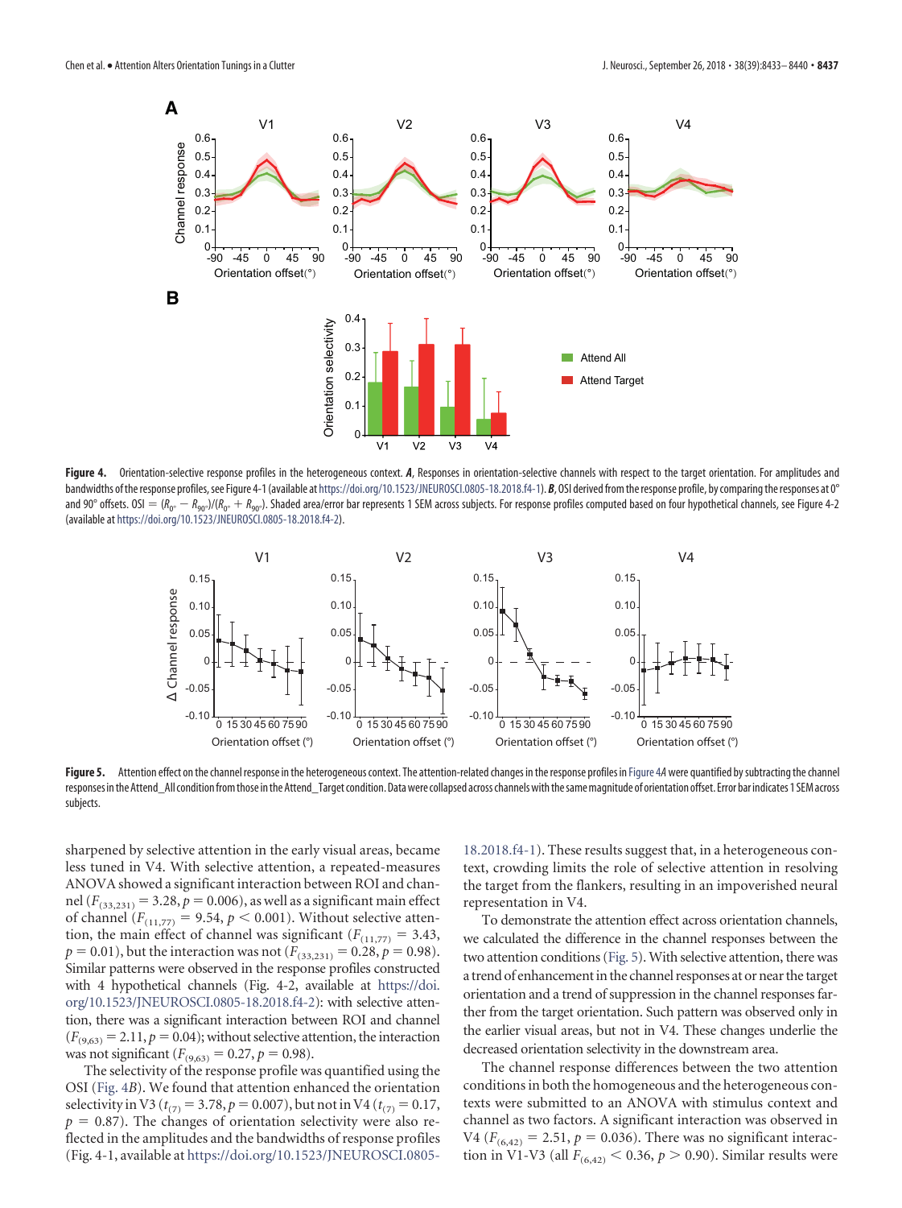**Figure 4.** Orientation-selective response profiles in the heterogeneous context. ***A***, Responses in orientation-selective channels with respect to the target orientation. For amplitudes and bandwidths of the response profiles, see Figure 4-1 (available at https://doi.org/10.1523/JNEUROSCI.0805-18.2018.f4-1). ***B***, OSI derived from the response profile, by comparing the responses at 0° and 90° offsets. OSI = $(R_{0°} - R_{90°})/(R_{0°} + R_{90°})$. Shaded area/error bar represents 1 SEM across subjects. For response profiles computed based on four hypothetical channels, see Figure 4-2 (available at https://doi.org/10.1523/JNEUROSCI.0805-18.2018.f4-2).

**Figure 5.** Attention effect on the channel response in the heterogeneous context. The attention-related changes in the response profiles in Figure 4*A* were quantified by subtracting the channel responses in the Attend_All condition from those in the Attend_Target condition. Data were collapsed across channels with the same magnitude of orientation offset. Error bar indicates 1 SEM across subjects.

sharpened by selective attention in the early visual areas, became less tuned in V4. With selective attention, a repeated-measures ANOVA showed a significant interaction between ROI and channel ($F_{(33,231)} = 3.28$, $p = 0.006$), as well as a significant main effect of channel ($F_{(11,77)} = 9.54$, $p < 0.001$). Without selective attention, the main effect of channel was significant ($F_{(11,77)} = 3.43$, $p = 0.01$), but the interaction was not ($F_{(33,231)} = 0.28$, $p = 0.98$). Similar patterns were observed in the response profiles constructed with 4 hypothetical channels (Fig. 4-2, available at https://doi.org/10.1523/JNEUROSCI.0805-18.2018.f4-2): with selective attention, there was a significant interaction between ROI and channel ($F_{(9,63)} = 2.11$, $p = 0.04$); without selective attention, the interaction was not significant ($F_{(9,63)} = 0.27$, $p = 0.98$).

The selectivity of the response profile was quantified using the OSI (Fig. 4*B*). We found that attention enhanced the orientation selectivity in V3 ($t_{(7)} = 3.78$, $p = 0.007$), but not in V4 ($t_{(7)} = 0.17$, $p = 0.87$). The changes of orientation selectivity were also reflected in the amplitudes and the bandwidths of response profiles (Fig. 4-1, available at https://doi.org/10.1523/JNEUROSCI.0805-18.2018.f4-1). These results suggest that, in a heterogeneous context, crowding limits the role of selective attention in resolving the target from the flankers, resulting in an impoverished neural representation in V4.

To demonstrate the attention effect across orientation channels, we calculated the difference in the channel responses between the two attention conditions (Fig. 5). With selective attention, there was a trend of enhancement in the channel responses at or near the target orientation and a trend of suppression in the channel responses farther from the target orientation. Such pattern was observed only in the earlier visual areas, but not in V4. These changes underlie the decreased orientation selectivity in the downstream area.

The channel response differences between the two attention conditions in both the homogeneous and the heterogeneous contexts were submitted to an ANOVA with stimulus context and channel as two factors. A significant interaction was observed in V4 ($F_{(6,42)} = 2.51$, $p = 0.036$). There was no significant interaction in V1-V3 (all $F_{(6,42)} < 0.36$, $p > 0.90$). Similar results were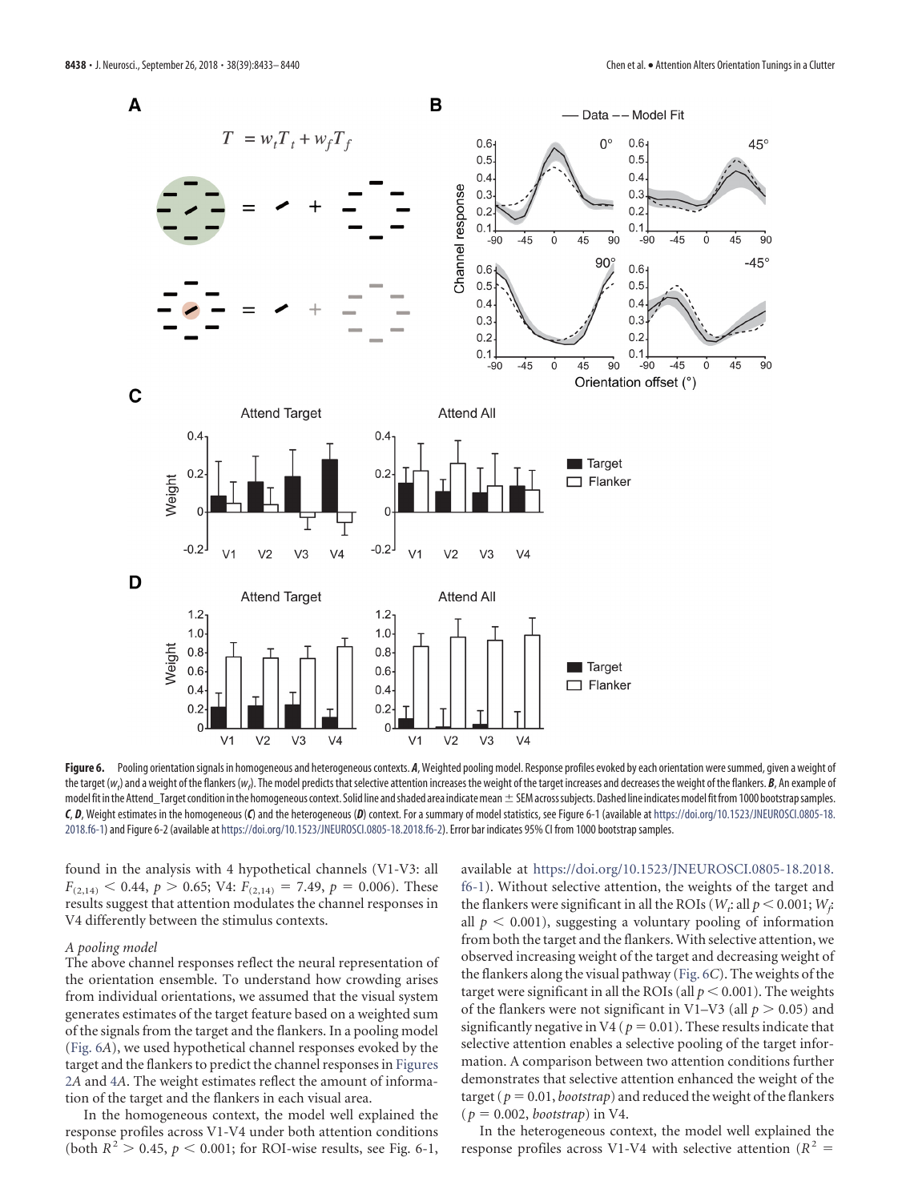**Figure 6.** Pooling orientation signals in homogeneous and heterogeneous contexts. ***A***, Weighted pooling model. Response profiles evoked by each orientation were summed, given a weight of the target ($w_t$) and a weight of the flankers ($w_f$). The model predicts that selective attention increases the weight of the target increases and decreases the weight of the flankers. ***B***, An example of model fit in the Attend_Target condition in the homogeneous context. Solid line and shaded area indicate mean ± SEM across subjects. Dashed line indicates model fit from 1000 bootstrap samples. ***C***, ***D***, Weight estimates in the homogeneous (***C***) and the heterogeneous (***D***) context. For a summary of model statistics, see Figure 6-1 (available at https://doi.org/10.1523/JNEUROSCI.0805-18.2018.f6-1) and Figure 6-2 (available at https://doi.org/10.1523/JNEUROSCI.0805-18.2018.f6-2). Error bar indicates 95% CI from 1000 bootstrap samples.

found in the analysis with 4 hypothetical channels (V1-V3: all $F_{(2,14)} < 0.44$, $p > 0.65$; V4: $F_{(2,14)} = 7.49$, $p = 0.006$). These results suggest that attention modulates the channel responses in V4 differently between the stimulus contexts.

*A pooling model*

The above channel responses reflect the neural representation of the orientation ensemble. To understand how crowding arises from individual orientations, we assumed that the visual system generates estimates of the target feature based on a weighted sum of the signals from the target and the flankers. In a pooling model (Fig. 6*A*), we used hypothetical channel responses evoked by the target and the flankers to predict the channel responses in Figures 2*A* and 4*A*. The weight estimates reflect the amount of information of the target and the flankers in each visual area.

In the homogeneous context, the model well explained the response profiles across V1-V4 under both attention conditions (both $R^2 > 0.45$, $p < 0.001$; for ROI-wise results, see Fig. 6-1, available at https://doi.org/10.1523/JNEUROSCI.0805-18.2018.f6-1). Without selective attention, the weights of the target and the flankers were significant in all the ROIs ($W_t$: all $p < 0.001$; $W_f$: all $p < 0.001$), suggesting a voluntary pooling of information from both the target and the flankers. With selective attention, we observed increasing weight of the target and decreasing weight of the flankers along the visual pathway (Fig. 6*C*). The weights of the target were significant in all the ROIs (all $p < 0.001$). The weights of the flankers were not significant in V1–V3 (all $p > 0.05$) and significantly negative in V4 ($p = 0.01$). These results indicate that selective attention enables a selective pooling of the target information. A comparison between two attention conditions further demonstrates that selective attention enhanced the weight of the target ($p = 0.01$, *bootstrap*) and reduced the weight of the flankers ($p = 0.002$, *bootstrap*) in V4.

In the heterogeneous context, the model well explained the response profiles across V1-V4 with selective attention ($R^2 =$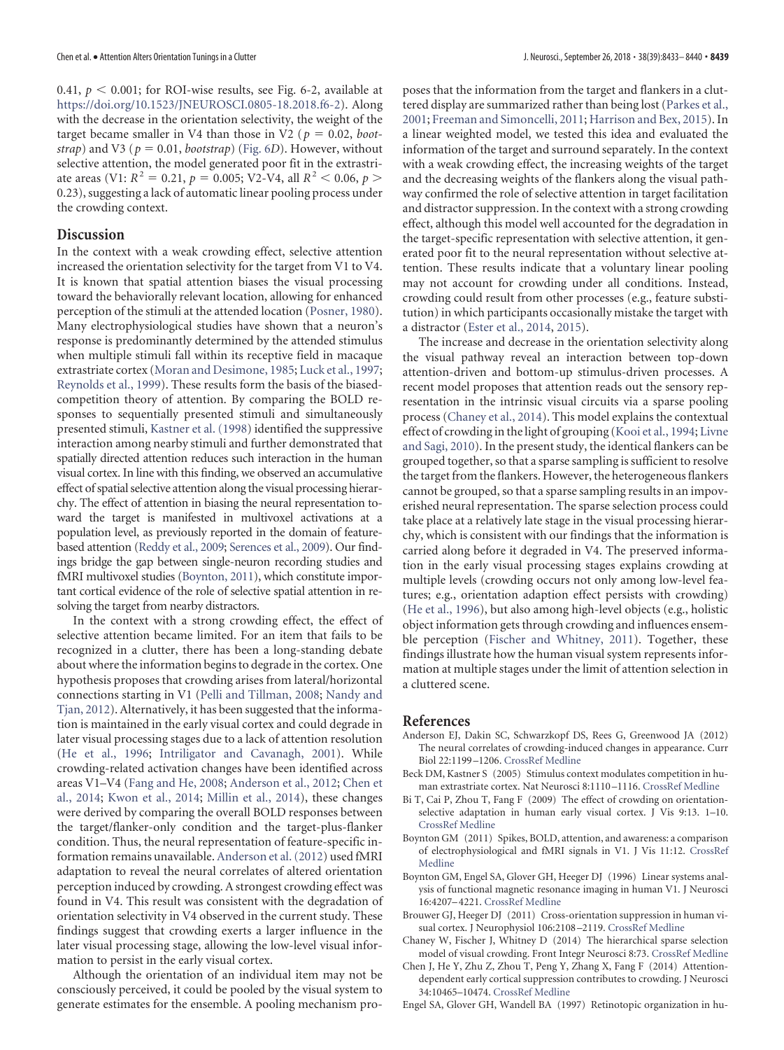0.41, $p < 0.001$; for ROI-wise results, see Fig. 6-2, available at https://doi.org/10.1523/JNEUROSCI.0805-18.2018.f6-2). Along with the decrease in the orientation selectivity, the weight of the target became smaller in V4 than those in V2 ($p = 0.02$, *bootstrap*) and V3 ($p = 0.01$, *bootstrap*) (Fig. 6*D*). However, without selective attention, the model generated poor fit in the extrastriate areas (V1: $R^2 = 0.21$, $p = 0.005$; V2-V4, all $R^2 < 0.06$, $p > 0.23$), suggesting a lack of automatic linear pooling process under the crowding context.

## Discussion

In the context with a weak crowding effect, selective attention increased the orientation selectivity for the target from V1 to V4. It is known that spatial attention biases the visual processing toward the behaviorally relevant location, allowing for enhanced perception of the stimuli at the attended location (Posner, 1980). Many electrophysiological studies have shown that a neuron's response is predominantly determined by the attended stimulus when multiple stimuli fall within its receptive field in macaque extrastriate cortex (Moran and Desimone, 1985; Luck et al., 1997; Reynolds et al., 1999). These results form the basis of the biased-competition theory of attention. By comparing the BOLD responses to sequentially presented stimuli and simultaneously presented stimuli, Kastner et al. (1998) identified the suppressive interaction among nearby stimuli and further demonstrated that spatially directed attention reduces such interaction in the human visual cortex. In line with this finding, we observed an accumulative effect of spatial selective attention along the visual processing hierarchy. The effect of attention in biasing the neural representation toward the target is manifested in multivoxel activations at a population level, as previously reported in the domain of feature-based attention (Reddy et al., 2009; Serences et al., 2009). Our findings bridge the gap between single-neuron recording studies and fMRI multivoxel studies (Boynton, 2011), which constitute important cortical evidence of the role of selective spatial attention in resolving the target from nearby distractors.

In the context with a strong crowding effect, the effect of selective attention became limited. For an item that fails to be recognized in a clutter, there has been a long-standing debate about where the information begins to degrade in the cortex. One hypothesis proposes that crowding arises from lateral/horizontal connections starting in V1 (Pelli and Tillman, 2008; Nandy and Tjan, 2012). Alternatively, it has been suggested that the information is maintained in the early visual cortex and could degrade in later visual processing stages due to a lack of attention resolution (He et al., 1996; Intriligator and Cavanagh, 2001). While crowding-related activation changes have been identified across areas V1–V4 (Fang and He, 2008; Anderson et al., 2012; Chen et al., 2014; Kwon et al., 2014; Millin et al., 2014), these changes were derived by comparing the overall BOLD responses between the target/flanker-only condition and the target-plus-flanker condition. Thus, the neural representation of feature-specific information remains unavailable. Anderson et al. (2012) used fMRI adaptation to reveal the neural correlates of altered orientation perception induced by crowding. A strongest crowding effect was found in V4. This result was consistent with the degradation of orientation selectivity in V4 observed in the current study. These findings suggest that crowding exerts a larger influence in the later visual processing stage, allowing the low-level visual information to persist in the early visual cortex.

Although the orientation of an individual item may not be consciously perceived, it could be pooled by the visual system to generate estimates for the ensemble. A pooling mechanism proposes that the information from the target and flankers in a cluttered display are summarized rather than being lost (Parkes et al., 2001; Freeman and Simoncelli, 2011; Harrison and Bex, 2015). In a linear weighted model, we tested this idea and evaluated the information of the target and surround separately. In the context with a weak crowding effect, the increasing weights of the target and the decreasing weights of the flankers along the visual pathway confirmed the role of selective attention in target facilitation and distractor suppression. In the context with a strong crowding effect, although this model well accounted for the degradation in the target-specific representation with selective attention, it generated poor fit to the neural representation without selective attention. These results indicate that a voluntary linear pooling may not account for crowding under all conditions. Instead, crowding could result from other processes (e.g., feature substitution) in which participants occasionally mistake the target with a distractor (Ester et al., 2014, 2015).

The increase and decrease in the orientation selectivity along the visual pathway reveal an interaction between top-down attention-driven and bottom-up stimulus-driven processes. A recent model proposes that attention reads out the sensory representation in the intrinsic visual circuits via a sparse pooling process (Chaney et al., 2014). This model explains the contextual effect of crowding in the light of grouping (Kooi et al., 1994; Livne and Sagi, 2010). In the present study, the identical flankers can be grouped together, so that a sparse sampling is sufficient to resolve the target from the flankers. However, the heterogeneous flankers cannot be grouped, so that a sparse sampling results in an impoverished neural representation. The sparse selection process could take place at a relatively late stage in the visual processing hierarchy, which is consistent with our findings that the information is carried along before it degraded in V4. The preserved information in the early visual processing stages explains crowding at multiple levels (crowding occurs not only among low-level features; e.g., orientation adaption effect persists with crowding) (He et al., 1996), but also among high-level objects (e.g., holistic object information gets through crowding and influences ensemble perception (Fischer and Whitney, 2011). Together, these findings illustrate how the human visual system represents information at multiple stages under the limit of attention selection in a cluttered scene.

## References

Anderson EJ, Dakin SC, Schwarzkopf DS, Rees G, Greenwood JA (2012) The neural correlates of crowding-induced changes in appearance. Curr Biol 22:1199–1206. CrossRef Medline

Beck DM, Kastner S (2005) Stimulus context modulates competition in human extrastriate cortex. Nat Neurosci 8:1110–1116. CrossRef Medline

Bi T, Cai P, Zhou T, Fang F (2009) The effect of crowding on orientation-selective adaptation in human early visual cortex. J Vis 9:13. 1–10. CrossRef Medline

Boynton GM (2011) Spikes, BOLD, attention, and awareness: a comparison of electrophysiological and fMRI signals in V1. J Vis 11:12. CrossRef Medline

Boynton GM, Engel SA, Glover GH, Heeger DJ (1996) Linear systems analysis of functional magnetic resonance imaging in human V1. J Neurosci 16:4207–4221. CrossRef Medline

Brouwer GJ, Heeger DJ (2011) Cross-orientation suppression in human visual cortex. J Neurophysiol 106:2108–2119. CrossRef Medline

Chaney W, Fischer J, Whitney D (2014) The hierarchical sparse selection model of visual crowding. Front Integr Neurosci 8:73. CrossRef Medline

Chen J, He Y, Zhu Z, Zhou T, Peng Y, Zhang X, Fang F (2014) Attention-dependent early cortical suppression contributes to crowding. J Neurosci 34:10465–10474. CrossRef Medline

Engel SA, Glover GH, Wandell BA (1997) Retinotopic organization in hu-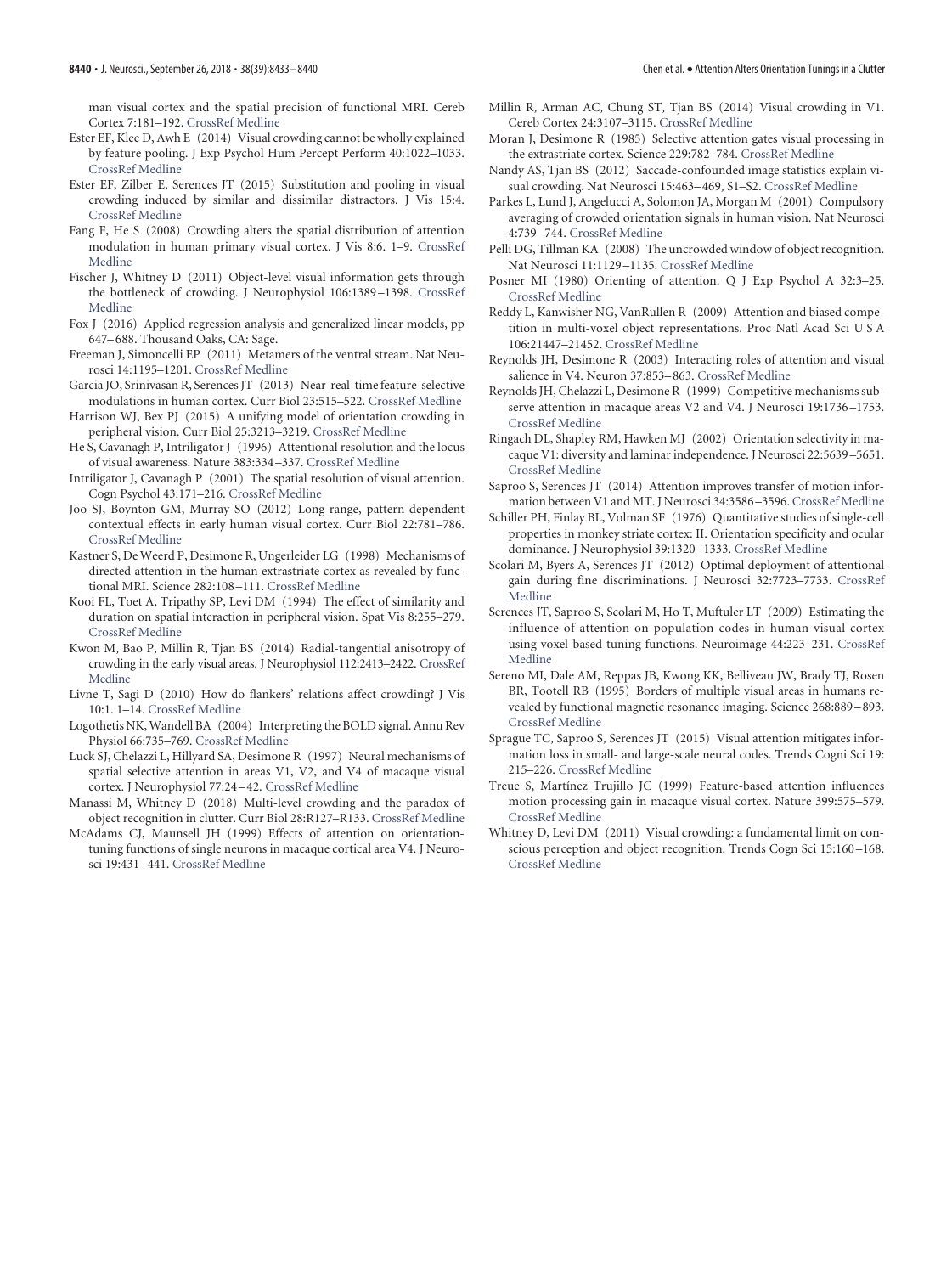man visual cortex and the spatial precision of functional MRI. Cereb Cortex 7:181–192. CrossRef Medline

Ester EF, Klee D, Awh E (2014) Visual crowding cannot be wholly explained by feature pooling. J Exp Psychol Hum Percept Perform 40:1022–1033. CrossRef Medline

Ester EF, Zilber E, Serences JT (2015) Substitution and pooling in visual crowding induced by similar and dissimilar distractors. J Vis 15:4. CrossRef Medline

Fang F, He S (2008) Crowding alters the spatial distribution of attention modulation in human primary visual cortex. J Vis 8:6. 1–9. CrossRef Medline

Fischer J, Whitney D (2011) Object-level visual information gets through the bottleneck of crowding. J Neurophysiol 106:1389–1398. CrossRef Medline

Fox J (2016) Applied regression analysis and generalized linear models, pp 647–688. Thousand Oaks, CA: Sage.

Freeman J, Simoncelli EP (2011) Metamers of the ventral stream. Nat Neurosci 14:1195–1201. CrossRef Medline

Garcia JO, Srinivasan R, Serences JT (2013) Near-real-time feature-selective modulations in human cortex. Curr Biol 23:515–522. CrossRef Medline

Harrison WJ, Bex PJ (2015) A unifying model of orientation crowding in peripheral vision. Curr Biol 25:3213–3219. CrossRef Medline

He S, Cavanagh P, Intriligator J (1996) Attentional resolution and the locus of visual awareness. Nature 383:334–337. CrossRef Medline

Intriligator J, Cavanagh P (2001) The spatial resolution of visual attention. Cogn Psychol 43:171–216. CrossRef Medline

Joo SJ, Boynton GM, Murray SO (2012) Long-range, pattern-dependent contextual effects in early human visual cortex. Curr Biol 22:781–786. CrossRef Medline

Kastner S, De Weerd P, Desimone R, Ungerleider LG (1998) Mechanisms of directed attention in the human extrastriate cortex as revealed by functional MRI. Science 282:108–111. CrossRef Medline

Kooi FL, Toet A, Tripathy SP, Levi DM (1994) The effect of similarity and duration on spatial interaction in peripheral vision. Spat Vis 8:255–279. CrossRef Medline

Kwon M, Bao P, Millin R, Tjan BS (2014) Radial-tangential anisotropy of crowding in the early visual areas. J Neurophysiol 112:2413–2422. CrossRef Medline

Livne T, Sagi D (2010) How do flankers' relations affect crowding? J Vis 10:1. 1–14. CrossRef Medline

Logothetis NK, Wandell BA (2004) Interpreting the BOLD signal. Annu Rev Physiol 66:735–769. CrossRef Medline

Luck SJ, Chelazzi L, Hillyard SA, Desimone R (1997) Neural mechanisms of spatial selective attention in areas V1, V2, and V4 of macaque visual cortex. J Neurophysiol 77:24–42. CrossRef Medline

Manassi M, Whitney D (2018) Multi-level crowding and the paradox of object recognition in clutter. Curr Biol 28:R127–R133. CrossRef Medline

McAdams CJ, Maunsell JH (1999) Effects of attention on orientation-tuning functions of single neurons in macaque cortical area V4. J Neurosci 19:431–441. CrossRef Medline

Millin R, Arman AC, Chung ST, Tjan BS (2014) Visual crowding in V1. Cereb Cortex 24:3107–3115. CrossRef Medline

Moran J, Desimone R (1985) Selective attention gates visual processing in the extrastriate cortex. Science 229:782–784. CrossRef Medline

Nandy AS, Tjan BS (2012) Saccade-confounded image statistics explain visual crowding. Nat Neurosci 15:463–469, S1–S2. CrossRef Medline

Parkes L, Lund J, Angelucci A, Solomon JA, Morgan M (2001) Compulsory averaging of crowded orientation signals in human vision. Nat Neurosci 4:739–744. CrossRef Medline

Pelli DG, Tillman KA (2008) The uncrowded window of object recognition. Nat Neurosci 11:1129–1135. CrossRef Medline

Posner MI (1980) Orienting of attention. Q J Exp Psychol A 32:3–25. CrossRef Medline

Reddy L, Kanwisher NG, VanRullen R (2009) Attention and biased competition in multi-voxel object representations. Proc Natl Acad Sci U S A 106:21447–21452. CrossRef Medline

Reynolds JH, Desimone R (2003) Interacting roles of attention and visual salience in V4. Neuron 37:853–863. CrossRef Medline

Reynolds JH, Chelazzi L, Desimone R (1999) Competitive mechanisms subserve attention in macaque areas V2 and V4. J Neurosci 19:1736–1753. CrossRef Medline

Ringach DL, Shapley RM, Hawken MJ (2002) Orientation selectivity in macaque V1: diversity and laminar independence. J Neurosci 22:5639–5651. CrossRef Medline

Saproo S, Serences JT (2014) Attention improves transfer of motion information between V1 and MT. J Neurosci 34:3586–3596. CrossRef Medline

Schiller PH, Finlay BL, Volman SF (1976) Quantitative studies of single-cell properties in monkey striate cortex: II. Orientation specificity and ocular dominance. J Neurophysiol 39:1320–1333. CrossRef Medline

Scolari M, Byers A, Serences JT (2012) Optimal deployment of attentional gain during fine discriminations. J Neurosci 32:7723–7733. CrossRef Medline

Serences JT, Saproo S, Scolari M, Ho T, Muftuler LT (2009) Estimating the influence of attention on population codes in human visual cortex using voxel-based tuning functions. Neuroimage 44:223–231. CrossRef Medline

Sereno MI, Dale AM, Reppas JB, Kwong KK, Belliveau JW, Brady TJ, Rosen BR, Tootell RB (1995) Borders of multiple visual areas in humans revealed by functional magnetic resonance imaging. Science 268:889–893. CrossRef Medline

Sprague TC, Saproo S, Serences JT (2015) Visual attention mitigates information loss in small- and large-scale neural codes. Trends Cogni Sci 19: 215–226. CrossRef Medline

Treue S, Martínez Trujillo JC (1999) Feature-based attention influences motion processing gain in macaque visual cortex. Nature 399:575–579. CrossRef Medline

Whitney D, Levi DM (2011) Visual crowding: a fundamental limit on conscious perception and object recognition. Trends Cogn Sci 15:160–168. CrossRef Medline